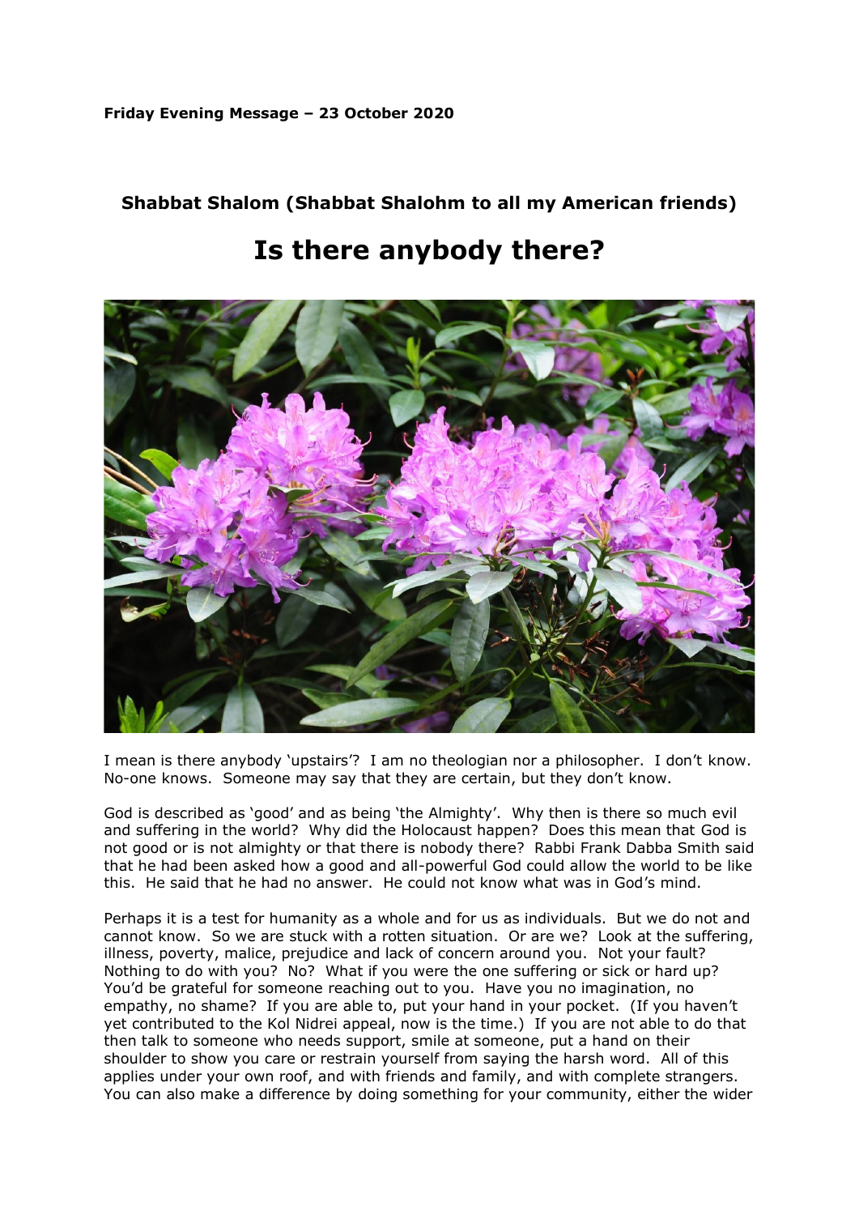**Friday Evening Message – 23 October 2020**

### Shabbat Shalom (Shabbat Shalohm to all my American friends)

## Is there anybody there?

I mean is there anybody 'upstairs'? I am no theologian nor a philosopher. I don't know. No-one knows. Someone may say that they are certain, but they don't know.

God is described as 'good' and as being 'the Almighty'. Why then is there so much evil and suffering in the world? Why did the Holocaust happen? Does this mean that God is not good or is not almighty or that there is nobody there? Rabbi Frank Dabba Smith said that he had been asked how a good and all-powerful God could allow the world to be like this. He said that he had no answer. He could not know what was in God's mind.

Perhaps it is a test for humanity as a whole and for us as individuals. But we do not and cannot know. So we are stuck with a rotten situation. Or are we? Look at the suffering, illness, poverty, malice, prejudice and lack of concern around you. Not your fault? Nothing to do with you? No? What if you were the one suffering or sick or hard up? You'd be grateful for someone reaching out to you. Have you no imagination, no empathy, no shame? If you are able to, put your hand in your pocket. (If you haven't yet contributed to the Kol Nidrei appeal, now is the time.) If you are not able to do that then talk to someone who needs support, smile at someone, put a hand on their shoulder to show you care or restrain yourself from saying the harsh word. All of this applies under your own roof, and with friends and family, and with complete strangers. You can also make a difference by doing something for your community, either the wider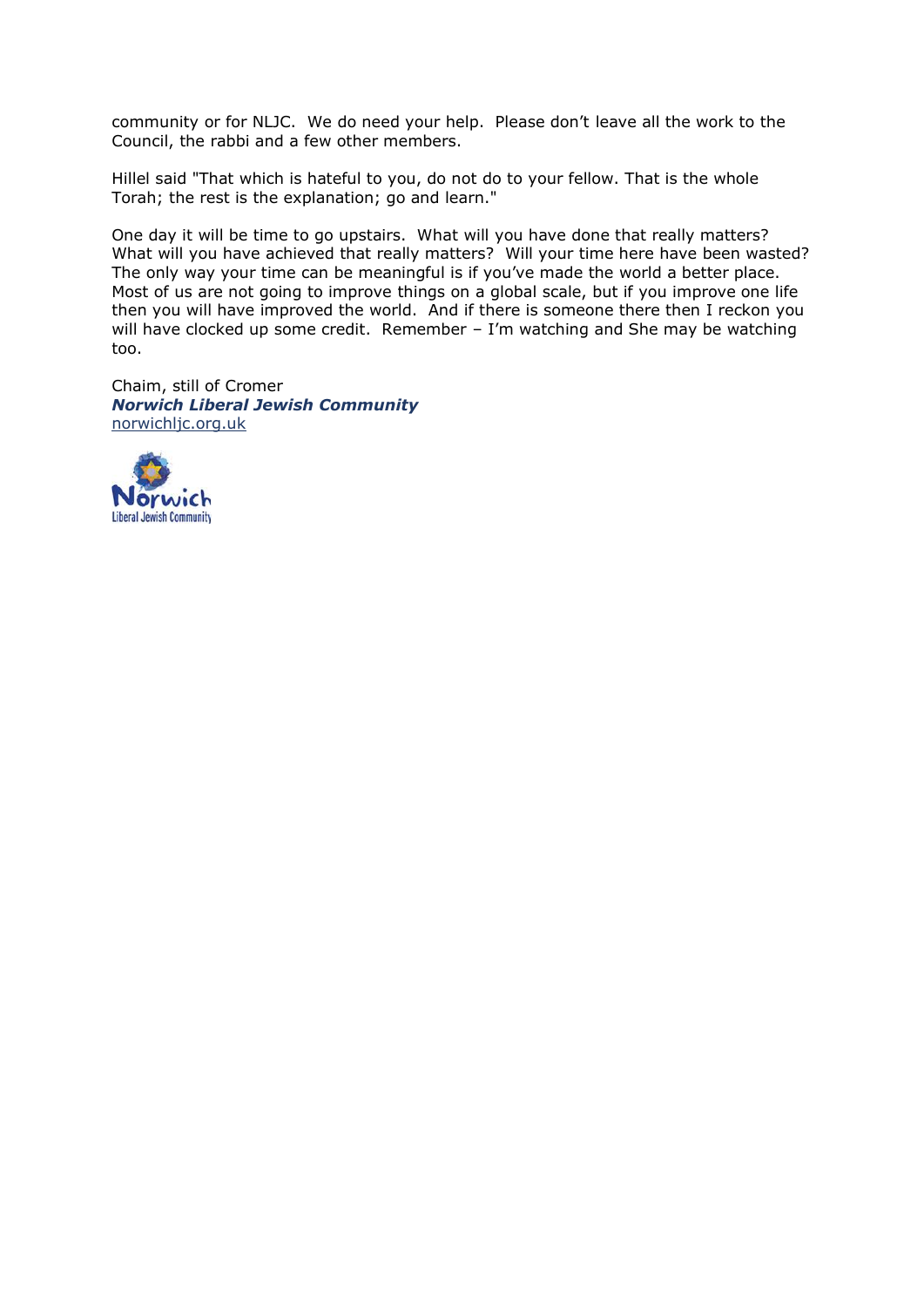community or for NLJC.  We do need your help.  Please don't leave all the work to the Council, the rabbi and a few other members.

Hillel said "That which is hateful to you, do not do to your fellow. That is the whole Torah; the rest is the explanation; go and learn."

One day it will be time to go upstairs.  What will you have done that really matters? What will you have achieved that really matters?  Will your time here have been wasted? The only way your time can be meaningful is if you've made the world a better place. Most of us are not going to improve things on a global scale, but if you improve one life then you will have improved the world.  And if there is someone there then I reckon you will have clocked up some credit.  Remember – I'm watching and She may be watching too.

Chaim, still of Cromer
***Norwich Liberal Jewish Community***
norwichljc.org.uk

Norwich
Liberal Jewish Community